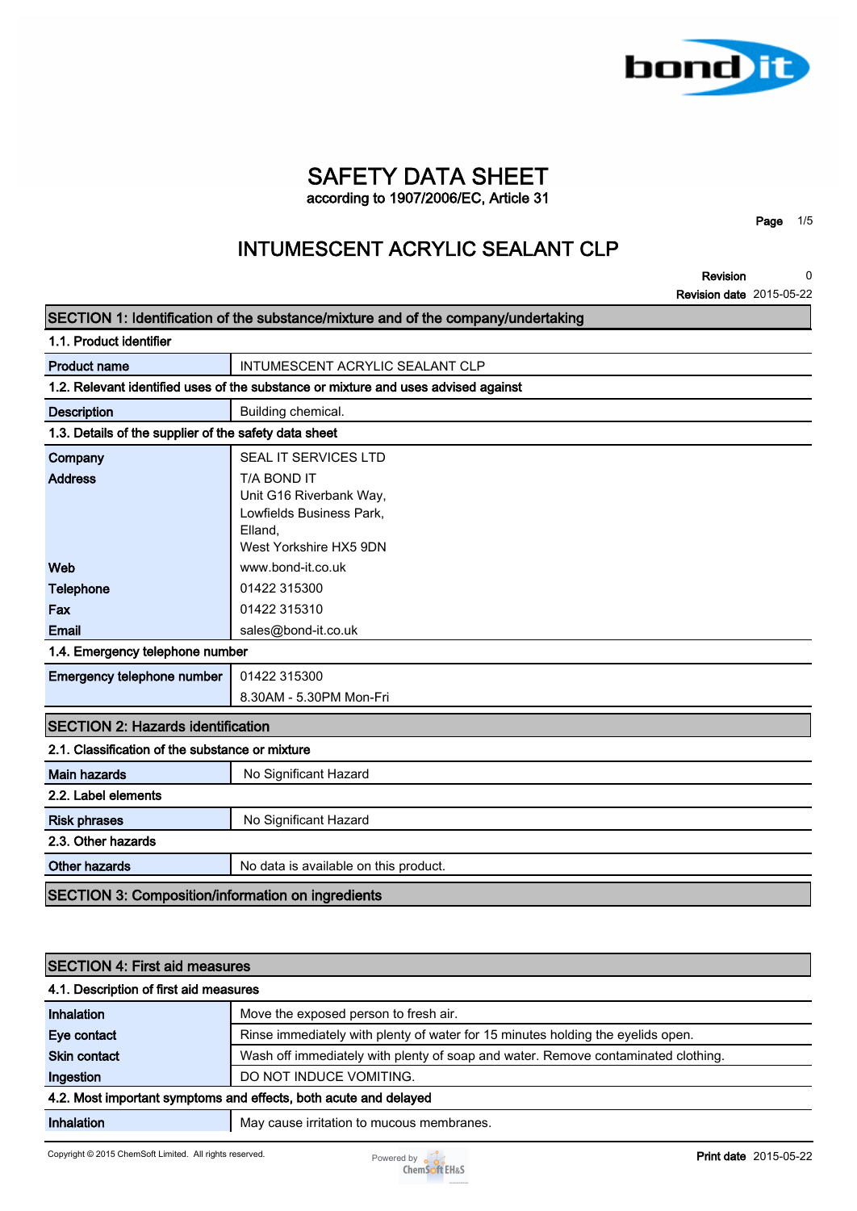# SAFETY DATA SHEET

according to 1907/2006/EC, Article 31

## INTUMESCENT ACRYLIC SEALANT CLP

**Revision** 0
**Revision date** 2015-05-22

## SECTION 1: Identification of the substance/mixture and of the company/undertaking

### 1.1. Product identifier

| | |
|---|---|
| **Product name** | INTUMESCENT ACRYLIC SEALANT CLP |

### 1.2. Relevant identified uses of the substance or mixture and uses advised against

| | |
|---|---|
| **Description** | Building chemical. |

### 1.3. Details of the supplier of the safety data sheet

| | |
|---|---|
| **Company** | SEAL IT SERVICES LTD |
| **Address** | T/A BOND IT<br>Unit G16 Riverbank Way,<br>Lowfields Business Park,<br>Elland,<br>West Yorkshire HX5 9DN |
| **Web** | www.bond-it.co.uk |
| **Telephone** | 01422 315300 |
| **Fax** | 01422 315310 |
| **Email** | sales@bond-it.co.uk |

### 1.4. Emergency telephone number

| | |
|---|---|
| **Emergency telephone number** | 01422 315300<br>8.30AM - 5.30PM Mon-Fri |

## SECTION 2: Hazards identification

### 2.1. Classification of the substance or mixture

| | |
|---|---|
| **Main hazards** | No Significant Hazard |

### 2.2. Label elements

| | |
|---|---|
| **Risk phrases** | No Significant Hazard |

### 2.3. Other hazards

| | |
|---|---|
| **Other hazards** | No data is available on this product. |

## SECTION 3: Composition/information on ingredients

## SECTION 4: First aid measures

### 4.1. Description of first aid measures

| | |
|---|---|
| **Inhalation** | Move the exposed person to fresh air. |
| **Eye contact** | Rinse immediately with plenty of water for 15 minutes holding the eyelids open. |
| **Skin contact** | Wash off immediately with plenty of soap and water. Remove contaminated clothing. |
| **Ingestion** | DO NOT INDUCE VOMITING. |

### 4.2. Most important symptoms and effects, both acute and delayed

| | |
|---|---|
| **Inhalation** | May cause irritation to mucous membranes. |

Copyright © 2015 ChemSoft Limited. All rights reserved.

**Print date** 2015-05-22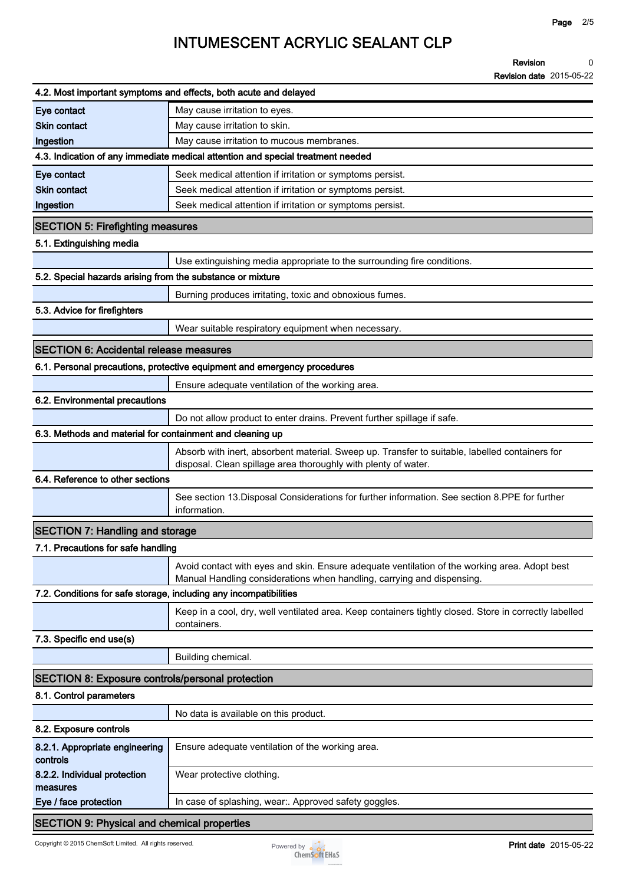### 4.2. Most important symptoms and effects, both acute and delayed

| | |
|---|---|
| **Eye contact** | May cause irritation to eyes. |
| **Skin contact** | May cause irritation to skin. |
| **Ingestion** | May cause irritation to mucous membranes. |

### 4.3. Indication of any immediate medical attention and special treatment needed

| | |
|---|---|
| **Eye contact** | Seek medical attention if irritation or symptoms persist. |
| **Skin contact** | Seek medical attention if irritation or symptoms persist. |
| **Ingestion** | Seek medical attention if irritation or symptoms persist. |

## SECTION 5: Firefighting measures

### 5.1. Extinguishing media

Use extinguishing media appropriate to the surrounding fire conditions.

### 5.2. Special hazards arising from the substance or mixture

Burning produces irritating, toxic and obnoxious fumes.

### 5.3. Advice for firefighters

Wear suitable respiratory equipment when necessary.

## SECTION 6: Accidental release measures

### 6.1. Personal precautions, protective equipment and emergency procedures

Ensure adequate ventilation of the working area.

### 6.2. Environmental precautions

Do not allow product to enter drains. Prevent further spillage if safe.

### 6.3. Methods and material for containment and cleaning up

Absorb with inert, absorbent material. Sweep up. Transfer to suitable, labelled containers for disposal. Clean spillage area thoroughly with plenty of water.

### 6.4. Reference to other sections

See section 13.Disposal Considerations for further information. See section 8.PPE for further information.

## SECTION 7: Handling and storage

### 7.1. Precautions for safe handling

Avoid contact with eyes and skin. Ensure adequate ventilation of the working area. Adopt best Manual Handling considerations when handling, carrying and dispensing.

### 7.2. Conditions for safe storage, including any incompatibilities

Keep in a cool, dry, well ventilated area. Keep containers tightly closed. Store in correctly labelled containers.

### 7.3. Specific end use(s)

Building chemical.

## SECTION 8: Exposure controls/personal protection

### 8.1. Control parameters

No data is available on this product.

### 8.2. Exposure controls

| | |
|---|---|
| **8.2.1. Appropriate engineering controls** | Ensure adequate ventilation of the working area. |
| **8.2.2. Individual protection measures** | Wear protective clothing. |
| **Eye / face protection** | In case of splashing, wear:. Approved safety goggles. |

## SECTION 9: Physical and chemical properties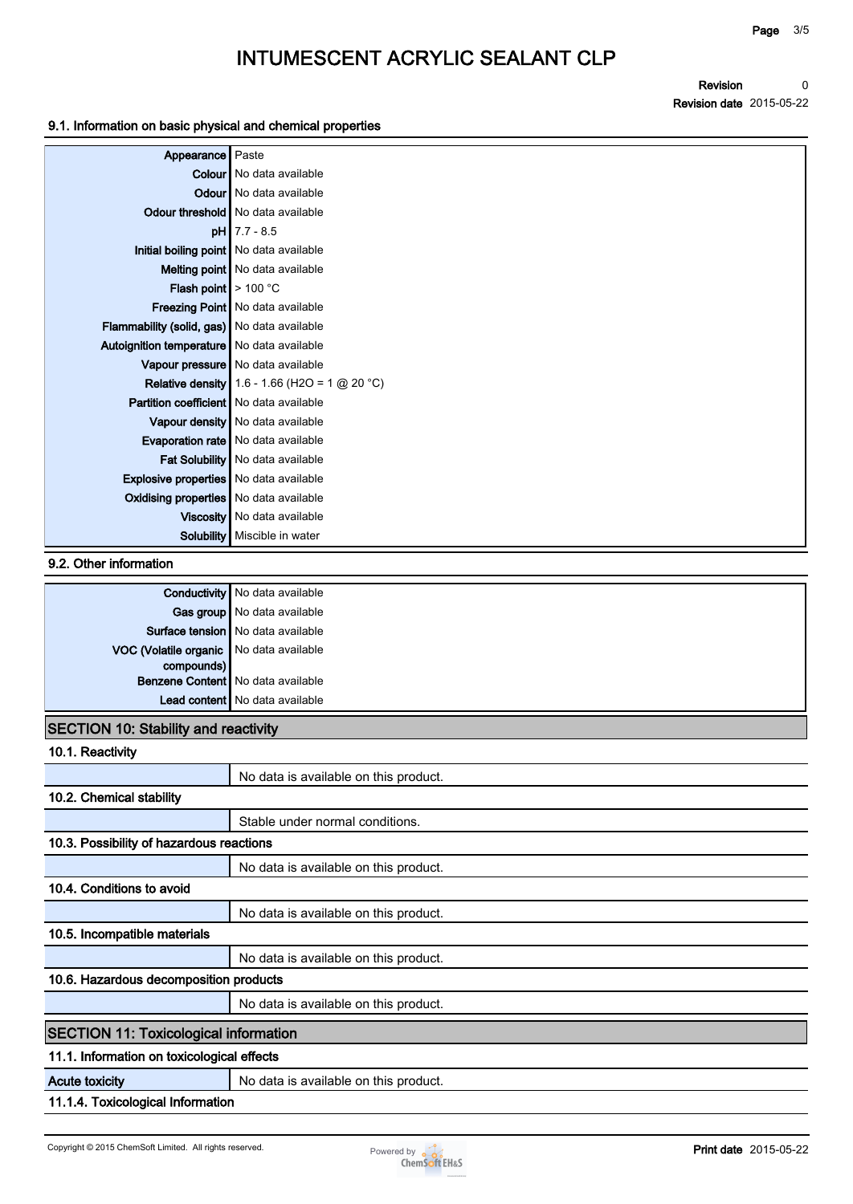### 9.1. Information on basic physical and chemical properties

| | |
|---|---|
| **Appearance** | Paste |
| **Colour** | No data available |
| **Odour** | No data available |
| **Odour threshold** | No data available |
| **pH** | 7.7 - 8.5 |
| **Initial boiling point** | No data available |
| **Melting point** | No data available |
| **Flash point** | > 100 °C |
| **Freezing Point** | No data available |
| **Flammability (solid, gas)** | No data available |
| **Autoignition temperature** | No data available |
| **Vapour pressure** | No data available |
| **Relative density** | 1.6 - 1.66 ($H_2O$ = 1 @ 20 °C) |
| **Partition coefficient** | No data available |
| **Vapour density** | No data available |
| **Evaporation rate** | No data available |
| **Fat Solubility** | No data available |
| **Explosive properties** | No data available |
| **Oxidising properties** | No data available |
| **Viscosity** | No data available |
| **Solubility** | Miscible in water |

### 9.2. Other information

| | |
|---|---|
| **Conductivity** | No data available |
| **Gas group** | No data available |
| **Surface tension** | No data available |
| **VOC (Volatile organic compounds)** | No data available |
| **Benzene Content** | No data available |
| **Lead content** | No data available |

## SECTION 10: Stability and reactivity

### 10.1. Reactivity

No data is available on this product.

### 10.2. Chemical stability

Stable under normal conditions.

### 10.3. Possibility of hazardous reactions

No data is available on this product.

### 10.4. Conditions to avoid

No data is available on this product.

### 10.5. Incompatible materials

No data is available on this product.

### 10.6. Hazardous decomposition products

No data is available on this product.

## SECTION 11: Toxicological information

### 11.1. Information on toxicological effects

| | |
|---|---|
| **Acute toxicity** | No data is available on this product. |

### 11.1.4. Toxicological Information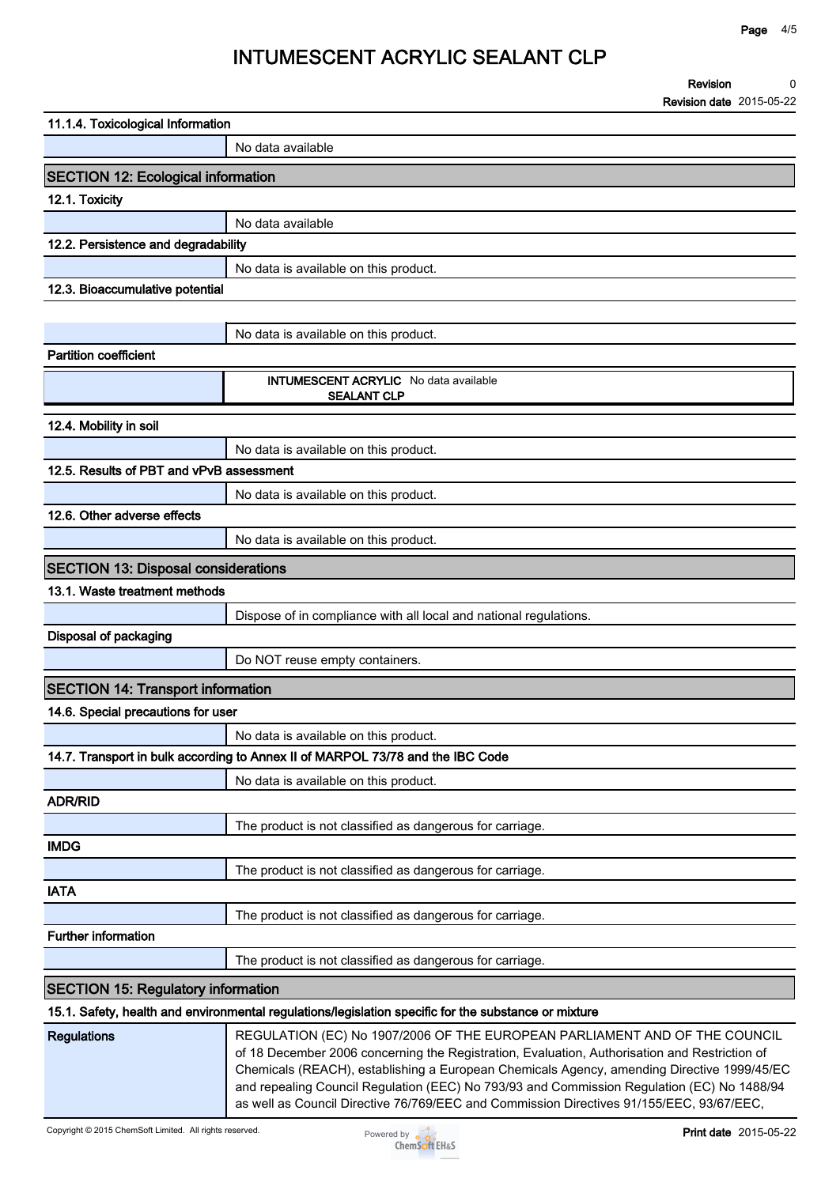#### 11.1.4. Toxicological Information

No data available

## SECTION 12: Ecological information

### 12.1. Toxicity

No data available

### 12.2. Persistence and degradability

No data is available on this product.

### 12.3. Bioaccumulative potential

No data is available on this product.

**Partition coefficient**

| | |
|---|---|
| **INTUMESCENT ACRYLIC SEALANT CLP** | No data available |

### 12.4. Mobility in soil

No data is available on this product.

### 12.5. Results of PBT and vPvB assessment

No data is available on this product.

### 12.6. Other adverse effects

No data is available on this product.

## SECTION 13: Disposal considerations

### 13.1. Waste treatment methods

Dispose of in compliance with all local and national regulations.

**Disposal of packaging**

Do NOT reuse empty containers.

## SECTION 14: Transport information

### 14.6. Special precautions for user

No data is available on this product.

### 14.7. Transport in bulk according to Annex II of MARPOL 73/78 and the IBC Code

No data is available on this product.

**ADR/RID**

The product is not classified as dangerous for carriage.

**IMDG**

The product is not classified as dangerous for carriage.

**IATA**

The product is not classified as dangerous for carriage.

**Further information**

The product is not classified as dangerous for carriage.

## SECTION 15: Regulatory information

### 15.1. Safety, health and environmental regulations/legislation specific for the substance or mixture

**Regulations**

REGULATION (EC) No 1907/2006 OF THE EUROPEAN PARLIAMENT AND OF THE COUNCIL of 18 December 2006 concerning the Registration, Evaluation, Authorisation and Restriction of Chemicals (REACH), establishing a European Chemicals Agency, amending Directive 1999/45/EC and repealing Council Regulation (EEC) No 793/93 and Commission Regulation (EC) No 1488/94 as well as Council Directive 76/769/EEC and Commission Directives 91/155/EEC, 93/67/EEC,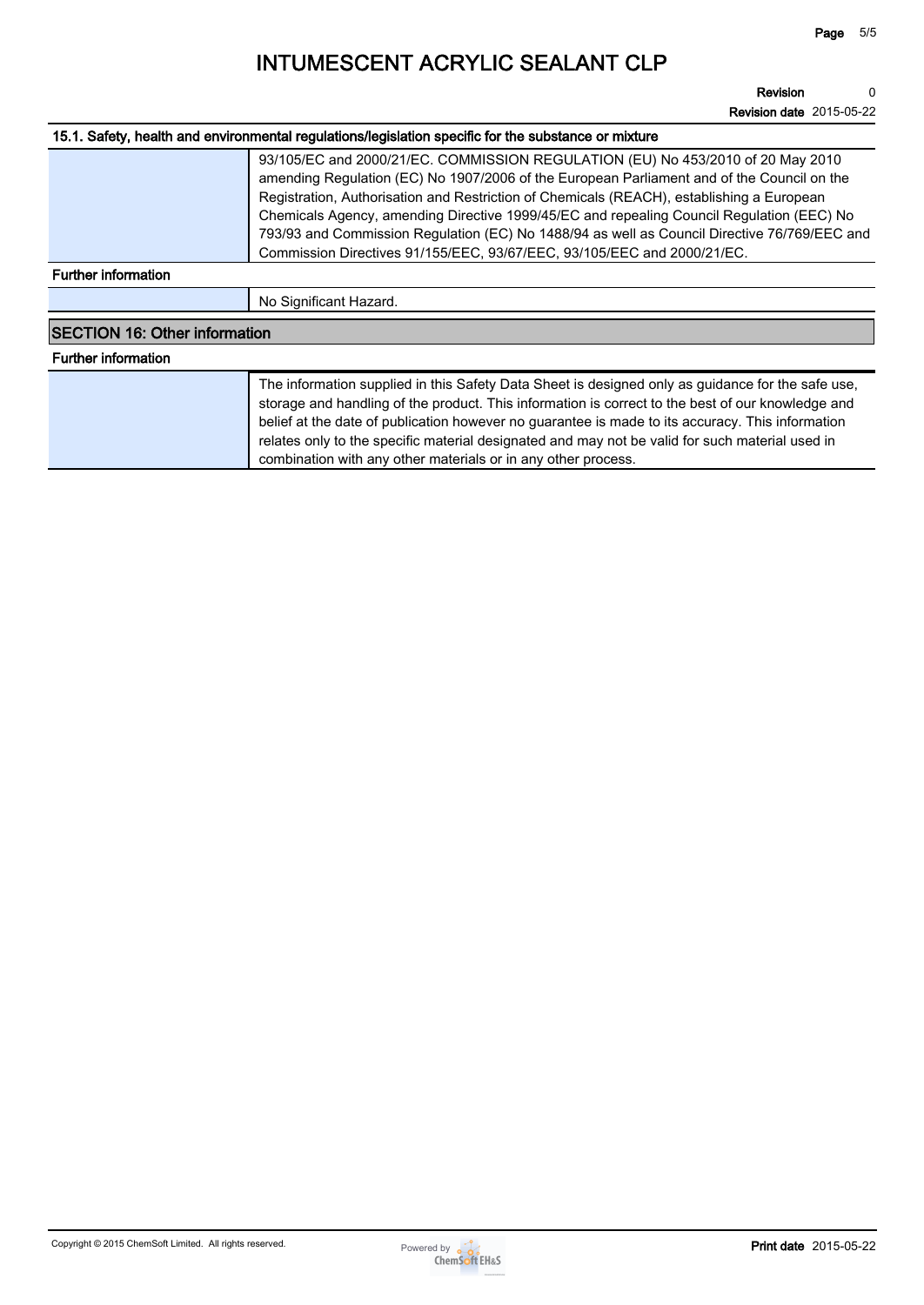### 15.1. Safety, health and environmental regulations/legislation specific for the substance or mixture

| | |
|---|---|
| | 93/105/EC and 2000/21/EC. COMMISSION REGULATION (EU) No 453/2010 of 20 May 2010 amending Regulation (EC) No 1907/2006 of the European Parliament and of the Council on the Registration, Authorisation and Restriction of Chemicals (REACH), establishing a European Chemicals Agency, amending Directive 1999/45/EC and repealing Council Regulation (EEC) No 793/93 and Commission Regulation (EC) No 1488/94 as well as Council Directive 76/769/EEC and Commission Directives 91/155/EEC, 93/67/EEC, 93/105/EEC and 2000/21/EC. |

**Further information**

| | |
|---|---|
| | No Significant Hazard. |

## SECTION 16: Other information

**Further information**

| | |
|---|---|
| | The information supplied in this Safety Data Sheet is designed only as guidance for the safe use, storage and handling of the product. This information is correct to the best of our knowledge and belief at the date of publication however no guarantee is made to its accuracy. This information relates only to the specific material designated and may not be valid for such material used in combination with any other materials or in any other process. |